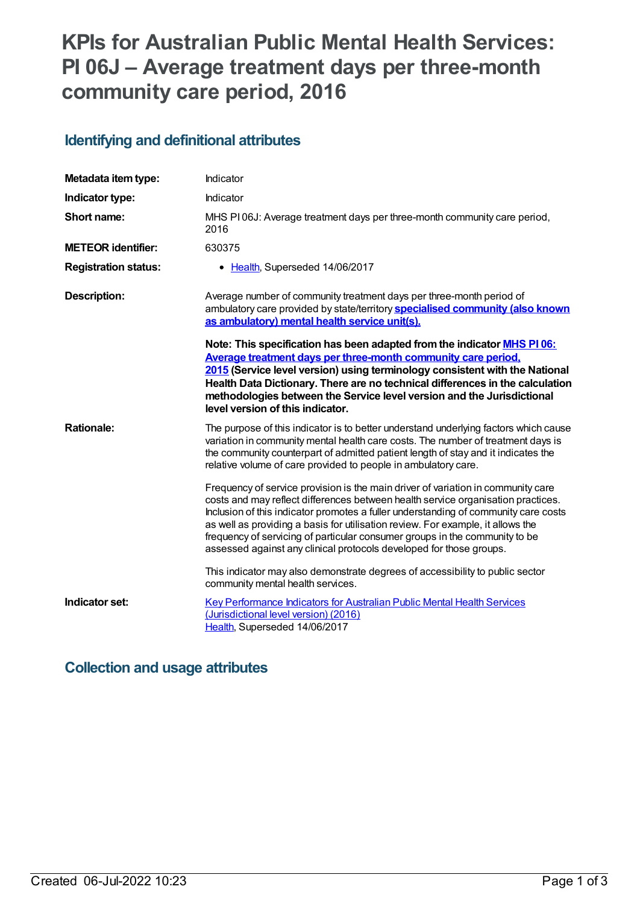# KPIs for Australian Public Mental Health Services: PI 06J – Average treatment days per three-month community care period, 2016

## Identifying and definitional attributes

| | |
|---|---|
| **Metadata item type:** | Indicator |
| **Indicator type:** | Indicator |
| **Short name:** | MHS PI 06J: Average treatment days per three-month community care period, 2016 |
| **METEOR identifier:** | 630375 |
| **Registration status:** | • Health, Superseded 14/06/2017 |
| **Description:** | Average number of community treatment days per three-month period of ambulatory care provided by state/territory **specialised community (also known as ambulatory) mental health service unit(s).** <br><br> **Note: This specification has been adapted from the indicator MHS PI 06: Average treatment days per three-month community care period, 2015 (Service level version) using terminology consistent with the National Health Data Dictionary. There are no technical differences in the calculation methodologies between the Service level version and the Jurisdictional level version of this indicator.** |
| **Rationale:** | The purpose of this indicator is to better understand underlying factors which cause variation in community mental health care costs. The number of treatment days is the community counterpart of admitted patient length of stay and it indicates the relative volume of care provided to people in ambulatory care. <br><br> Frequency of service provision is the main driver of variation in community care costs and may reflect differences between health service organisation practices. Inclusion of this indicator promotes a fuller understanding of community care costs as well as providing a basis for utilisation review. For example, it allows the frequency of servicing of particular consumer groups in the community to be assessed against any clinical protocols developed for those groups. <br><br> This indicator may also demonstrate degrees of accessibility to public sector community mental health services. |
| **Indicator set:** | Key Performance Indicators for Australian Public Mental Health Services (Jurisdictional level version) (2016) <br> Health, Superseded 14/06/2017 |

## Collection and usage attributes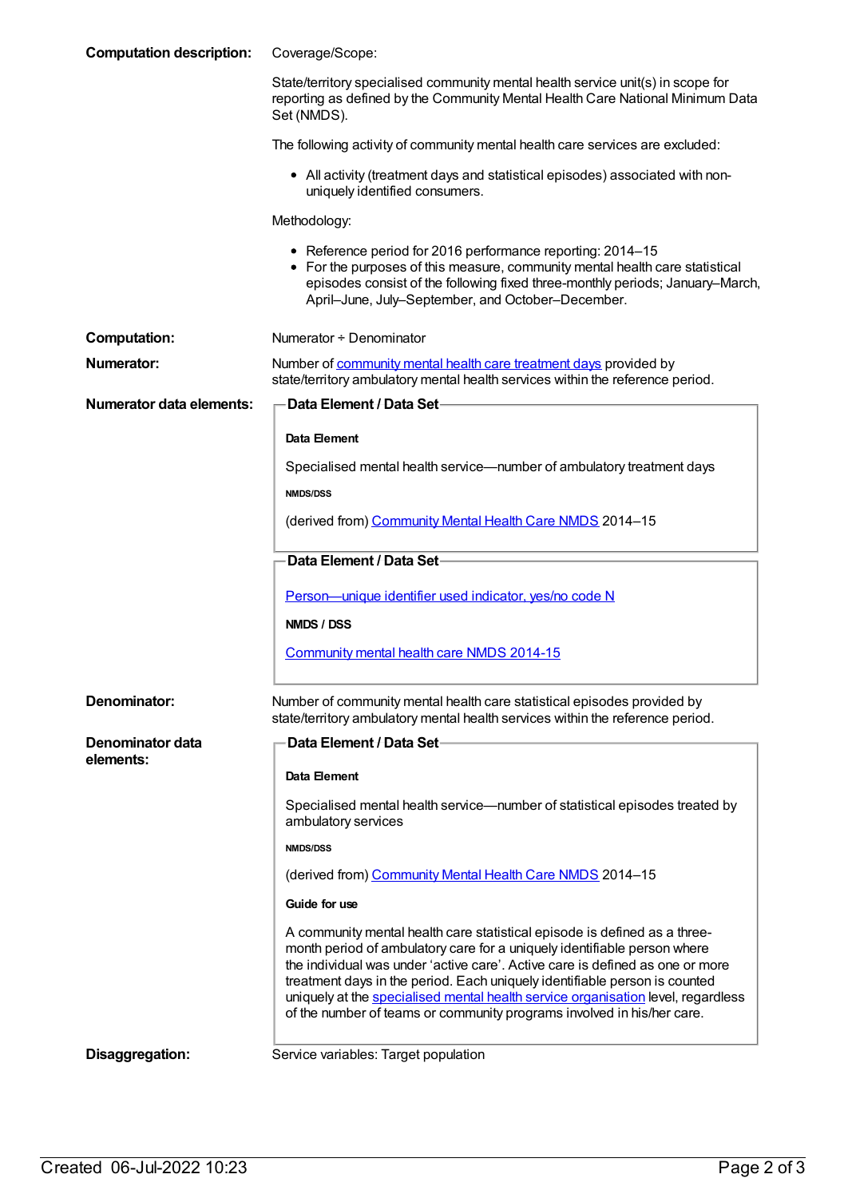**Computation description:**

Coverage/Scope:

State/territory specialised community mental health service unit(s) in scope for reporting as defined by the Community Mental Health Care National Minimum Data Set (NMDS).

The following activity of community mental health care services are excluded:

- All activity (treatment days and statistical episodes) associated with non-uniquely identified consumers.

Methodology:

- Reference period for 2016 performance reporting: 2014–15
- For the purposes of this measure, community mental health care statistical episodes consist of the following fixed three-monthly periods; January–March, April–June, July–September, and October–December.

**Computation:** Numerator ÷ Denominator

**Numerator:** Number of community mental health care treatment days provided by state/territory ambulatory mental health services within the reference period.

**Numerator data elements:**

**Data Element / Data Set**

**Data Element**

Specialised mental health service—number of ambulatory treatment days

**NMDS/DSS**

(derived from) Community Mental Health Care NMDS 2014–15

**Data Element / Data Set**

Person—unique identifier used indicator, yes/no code N

**NMDS / DSS**

Community mental health care NMDS 2014-15

**Denominator:** Number of community mental health care statistical episodes provided by state/territory ambulatory mental health services within the reference period.

**Denominator data elements:**

**Data Element / Data Set**

**Data Element**

Specialised mental health service—number of statistical episodes treated by ambulatory services

**NMDS/DSS**

(derived from) Community Mental Health Care NMDS 2014–15

**Guide for use**

A community mental health care statistical episode is defined as a three-month period of ambulatory care for a uniquely identifiable person where the individual was under 'active care'. Active care is defined as one or more treatment days in the period. Each uniquely identifiable person is counted uniquely at the specialised mental health service organisation level, regardless of the number of teams or community programs involved in his/her care.

**Disaggregation:** Service variables: Target population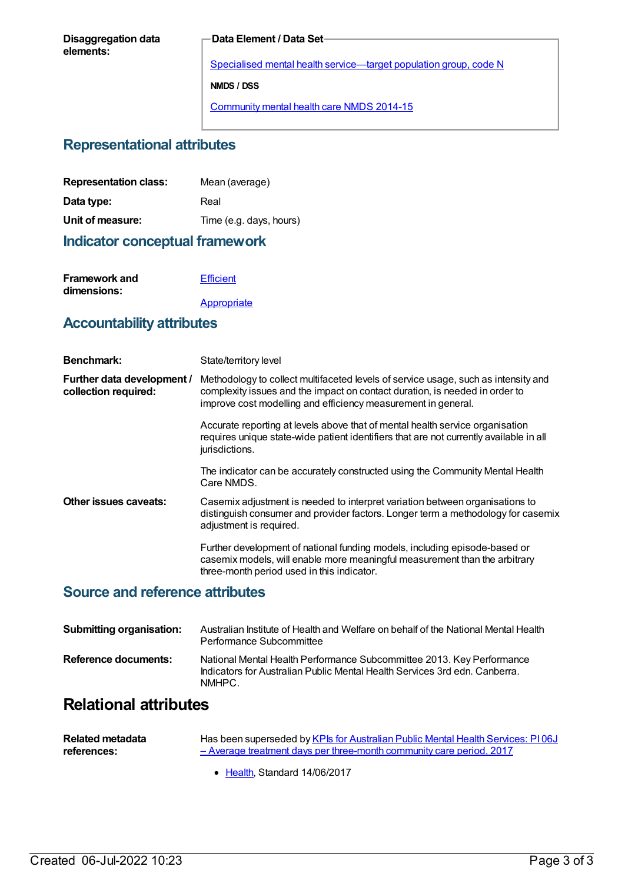**Disaggregation data elements:**

**Data Element / Data Set**

Specialised mental health service—target population group, code N

**NMDS / DSS**

Community mental health care NMDS 2014-15

## Representational attributes

**Representation class:** Mean (average)

**Data type:** Real

**Unit of measure:** Time (e.g. days, hours)

## Indicator conceptual framework

**Framework and dimensions:**

Efficient

Appropriate

## Accountability attributes

**Benchmark:** State/territory level

**Further data development / collection required:**

Methodology to collect multifaceted levels of service usage, such as intensity and complexity issues and the impact on contact duration, is needed in order to improve cost modelling and efficiency measurement in general.

Accurate reporting at levels above that of mental health service organisation requires unique state-wide patient identifiers that are not currently available in all jurisdictions.

The indicator can be accurately constructed using the Community Mental Health Care NMDS.

**Other issues caveats:**

Casemix adjustment is needed to interpret variation between organisations to distinguish consumer and provider factors. Longer term a methodology for casemix adjustment is required.

Further development of national funding models, including episode-based or casemix models, will enable more meaningful measurement than the arbitrary three-month period used in this indicator.

## Source and reference attributes

**Submitting organisation:** Australian Institute of Health and Welfare on behalf of the National Mental Health Performance Subcommittee

**Reference documents:** National Mental Health Performance Subcommittee 2013. Key Performance Indicators for Australian Public Mental Health Services 3rd edn. Canberra. NMHPC.

# Relational attributes

**Related metadata references:**

Has been superseded by KPIs for Australian Public Mental Health Services: PI 06J – Average treatment days per three-month community care period, 2017

- Health, Standard 14/06/2017